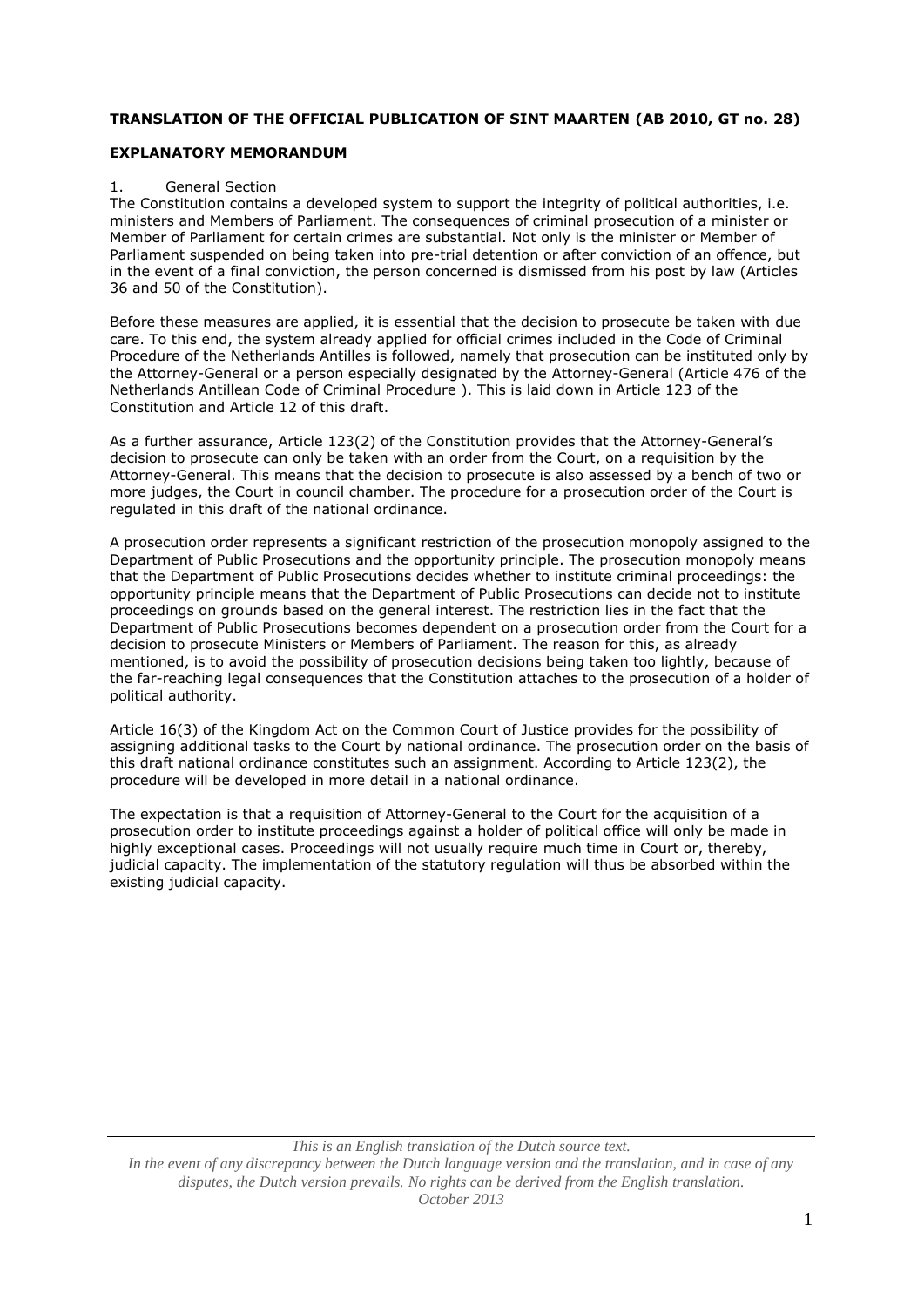**TRANSLATION OF THE OFFICIAL PUBLICATION OF SINT MAARTEN (AB 2010, GT no. 28)**

**EXPLANATORY MEMORANDUM**

1. General Section

The Constitution contains a developed system to support the integrity of political authorities, i.e. ministers and Members of Parliament. The consequences of criminal prosecution of a minister or Member of Parliament for certain crimes are substantial. Not only is the minister or Member of Parliament suspended on being taken into pre-trial detention or after conviction of an offence, but in the event of a final conviction, the person concerned is dismissed from his post by law (Articles 36 and 50 of the Constitution).

Before these measures are applied, it is essential that the decision to prosecute be taken with due care. To this end, the system already applied for official crimes included in the Code of Criminal Procedure of the Netherlands Antilles is followed, namely that prosecution can be instituted only by the Attorney-General or a person especially designated by the Attorney-General (Article 476 of the Netherlands Antillean Code of Criminal Procedure ). This is laid down in Article 123 of the Constitution and Article 12 of this draft.

As a further assurance, Article 123(2) of the Constitution provides that the Attorney-General's decision to prosecute can only be taken with an order from the Court, on a requisition by the Attorney-General. This means that the decision to prosecute is also assessed by a bench of two or more judges, the Court in council chamber. The procedure for a prosecution order of the Court is regulated in this draft of the national ordinance.

A prosecution order represents a significant restriction of the prosecution monopoly assigned to the Department of Public Prosecutions and the opportunity principle. The prosecution monopoly means that the Department of Public Prosecutions decides whether to institute criminal proceedings: the opportunity principle means that the Department of Public Prosecutions can decide not to institute proceedings on grounds based on the general interest. The restriction lies in the fact that the Department of Public Prosecutions becomes dependent on a prosecution order from the Court for a decision to prosecute Ministers or Members of Parliament. The reason for this, as already mentioned, is to avoid the possibility of prosecution decisions being taken too lightly, because of the far-reaching legal consequences that the Constitution attaches to the prosecution of a holder of political authority.

Article 16(3) of the Kingdom Act on the Common Court of Justice provides for the possibility of assigning additional tasks to the Court by national ordinance. The prosecution order on the basis of this draft national ordinance constitutes such an assignment. According to Article 123(2), the procedure will be developed in more detail in a national ordinance.

The expectation is that a requisition of Attorney-General to the Court for the acquisition of a prosecution order to institute proceedings against a holder of political office will only be made in highly exceptional cases. Proceedings will not usually require much time in Court or, thereby, judicial capacity. The implementation of the statutory regulation will thus be absorbed within the existing judicial capacity.

*This is an English translation of the Dutch source text. In the event of any discrepancy between the Dutch language version and the translation, and in case of any disputes, the Dutch version prevails. No rights can be derived from the English translation. October 2013*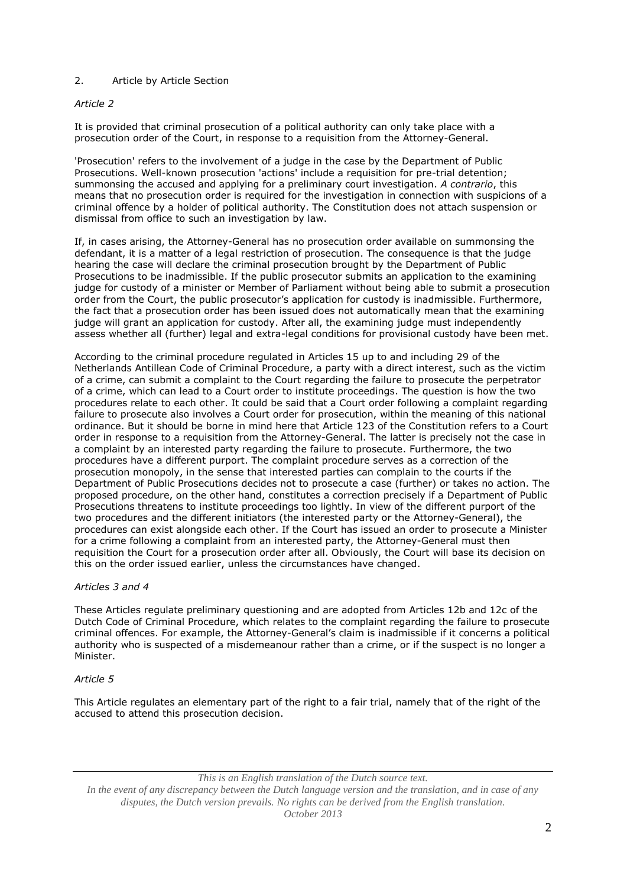## 2. Article by Article Section

*Article 2*

It is provided that criminal prosecution of a political authority can only take place with a prosecution order of the Court, in response to a requisition from the Attorney-General.

'Prosecution' refers to the involvement of a judge in the case by the Department of Public Prosecutions. Well-known prosecution 'actions' include a requisition for pre-trial detention; summonsing the accused and applying for a preliminary court investigation. *A contrario*, this means that no prosecution order is required for the investigation in connection with suspicions of a criminal offence by a holder of political authority. The Constitution does not attach suspension or dismissal from office to such an investigation by law.

If, in cases arising, the Attorney-General has no prosecution order available on summonsing the defendant, it is a matter of a legal restriction of prosecution. The consequence is that the judge hearing the case will declare the criminal prosecution brought by the Department of Public Prosecutions to be inadmissible. If the public prosecutor submits an application to the examining judge for custody of a minister or Member of Parliament without being able to submit a prosecution order from the Court, the public prosecutor's application for custody is inadmissible. Furthermore, the fact that a prosecution order has been issued does not automatically mean that the examining judge will grant an application for custody. After all, the examining judge must independently assess whether all (further) legal and extra-legal conditions for provisional custody have been met.

According to the criminal procedure regulated in Articles 15 up to and including 29 of the Netherlands Antillean Code of Criminal Procedure, a party with a direct interest, such as the victim of a crime, can submit a complaint to the Court regarding the failure to prosecute the perpetrator of a crime, which can lead to a Court order to institute proceedings. The question is how the two procedures relate to each other. It could be said that a Court order following a complaint regarding failure to prosecute also involves a Court order for prosecution, within the meaning of this national ordinance. But it should be borne in mind here that Article 123 of the Constitution refers to a Court order in response to a requisition from the Attorney-General. The latter is precisely not the case in a complaint by an interested party regarding the failure to prosecute. Furthermore, the two procedures have a different purport. The complaint procedure serves as a correction of the prosecution monopoly, in the sense that interested parties can complain to the courts if the Department of Public Prosecutions decides not to prosecute a case (further) or takes no action. The proposed procedure, on the other hand, constitutes a correction precisely if a Department of Public Prosecutions threatens to institute proceedings too lightly. In view of the different purport of the two procedures and the different initiators (the interested party or the Attorney-General), the procedures can exist alongside each other. If the Court has issued an order to prosecute a Minister for a crime following a complaint from an interested party, the Attorney-General must then requisition the Court for a prosecution order after all. Obviously, the Court will base its decision on this on the order issued earlier, unless the circumstances have changed.

*Articles 3 and 4*

These Articles regulate preliminary questioning and are adopted from Articles 12b and 12c of the Dutch Code of Criminal Procedure, which relates to the complaint regarding the failure to prosecute criminal offences. For example, the Attorney-General's claim is inadmissible if it concerns a political authority who is suspected of a misdemeanour rather than a crime, or if the suspect is no longer a Minister.

*Article 5*

This Article regulates an elementary part of the right to a fair trial, namely that of the right of the accused to attend this prosecution decision.

*This is an English translation of the Dutch source text.*
*In the event of any discrepancy between the Dutch language version and the translation, and in case of any disputes, the Dutch version prevails. No rights can be derived from the English translation.*
*October 2013*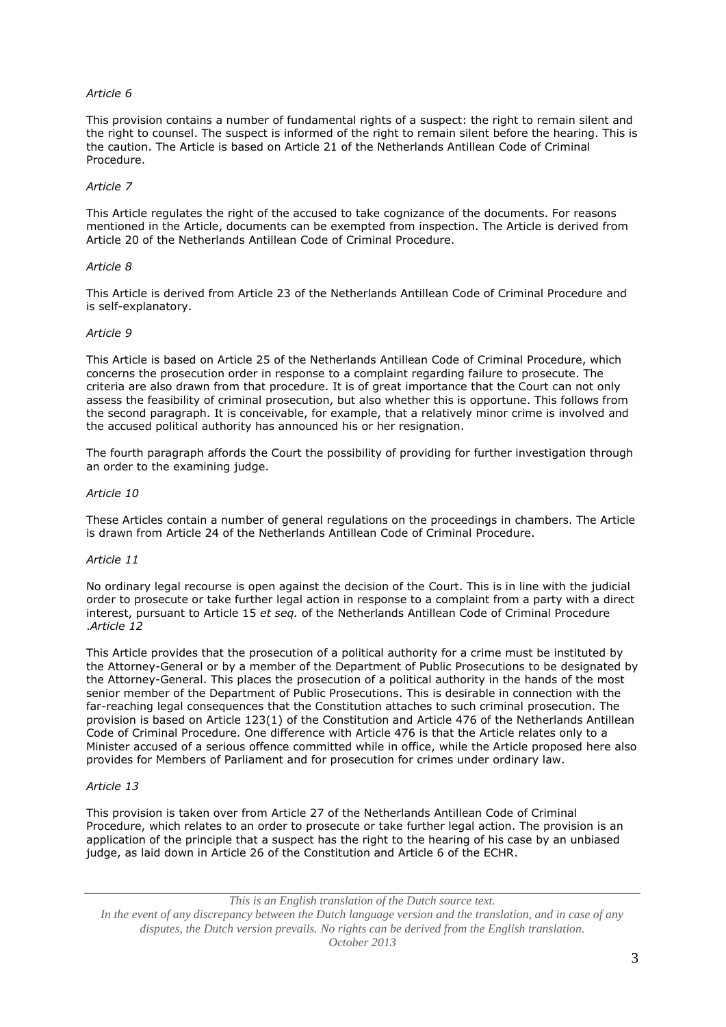*Article 6*

This provision contains a number of fundamental rights of a suspect: the right to remain silent and the right to counsel. The suspect is informed of the right to remain silent before the hearing. This is the caution. The Article is based on Article 21 of the Netherlands Antillean Code of Criminal Procedure.

*Article 7*

This Article regulates the right of the accused to take cognizance of the documents. For reasons mentioned in the Article, documents can be exempted from inspection. The Article is derived from Article 20 of the Netherlands Antillean Code of Criminal Procedure.

*Article 8*

This Article is derived from Article 23 of the Netherlands Antillean Code of Criminal Procedure and is self-explanatory.

*Article 9*

This Article is based on Article 25 of the Netherlands Antillean Code of Criminal Procedure, which concerns the prosecution order in response to a complaint regarding failure to prosecute. The criteria are also drawn from that procedure. It is of great importance that the Court can not only assess the feasibility of criminal prosecution, but also whether this is opportune. This follows from the second paragraph. It is conceivable, for example, that a relatively minor crime is involved and the accused political authority has announced his or her resignation.

The fourth paragraph affords the Court the possibility of providing for further investigation through an order to the examining judge.

*Article 10*

These Articles contain a number of general regulations on the proceedings in chambers. The Article is drawn from Article 24 of the Netherlands Antillean Code of Criminal Procedure.

*Article 11*

No ordinary legal recourse is open against the decision of the Court. This is in line with the judicial order to prosecute or take further legal action in response to a complaint from a party with a direct interest, pursuant to Article 15 *et seq.* of the Netherlands Antillean Code of Criminal Procedure .

*Article 12*

This Article provides that the prosecution of a political authority for a crime must be instituted by the Attorney-General or by a member of the Department of Public Prosecutions to be designated by the Attorney-General. This places the prosecution of a political authority in the hands of the most senior member of the Department of Public Prosecutions. This is desirable in connection with the far-reaching legal consequences that the Constitution attaches to such criminal prosecution. The provision is based on Article 123(1) of the Constitution and Article 476 of the Netherlands Antillean Code of Criminal Procedure. One difference with Article 476 is that the Article relates only to a Minister accused of a serious offence committed while in office, while the Article proposed here also provides for Members of Parliament and for prosecution for crimes under ordinary law.

*Article 13*

This provision is taken over from Article 27 of the Netherlands Antillean Code of Criminal Procedure, which relates to an order to prosecute or take further legal action. The provision is an application of the principle that a suspect has the right to the hearing of his case by an unbiased judge, as laid down in Article 26 of the Constitution and Article 6 of the ECHR.

*This is an English translation of the Dutch source text.*
*In the event of any discrepancy between the Dutch language version and the translation, and in case of any disputes, the Dutch version prevails. No rights can be derived from the English translation.*
*October 2013*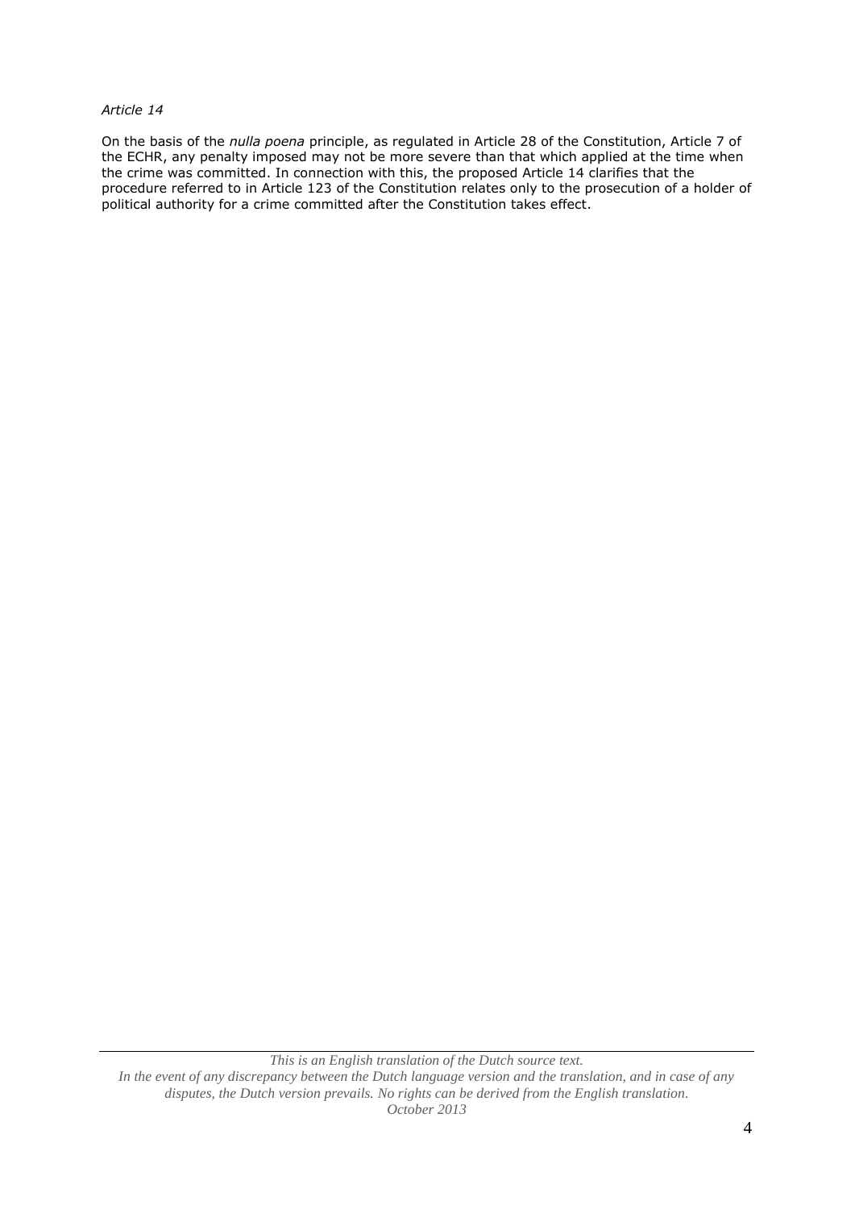*Article 14*

On the basis of the *nulla poena* principle, as regulated in Article 28 of the Constitution, Article 7 of the ECHR, any penalty imposed may not be more severe than that which applied at the time when the crime was committed. In connection with this, the proposed Article 14 clarifies that the procedure referred to in Article 123 of the Constitution relates only to the prosecution of a holder of political authority for a crime committed after the Constitution takes effect.

*This is an English translation of the Dutch source text.*
*In the event of any discrepancy between the Dutch language version and the translation, and in case of any disputes, the Dutch version prevails. No rights can be derived from the English translation.*
*October 2013*